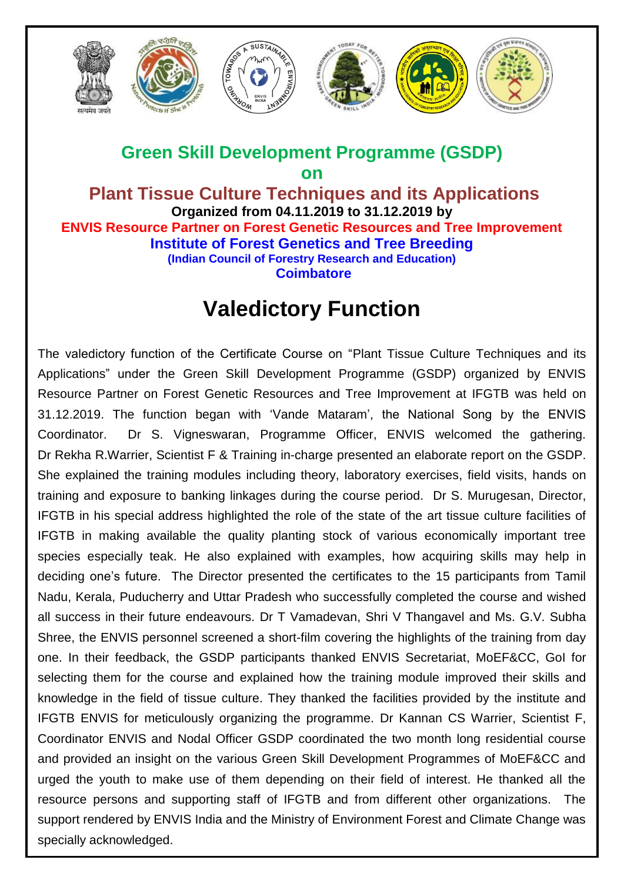## Green Skill Development Programme (GSDP)

**on**

## Plant Tissue Culture Techniques and its Applications

**Organized from 04.11.2019 to 31.12.2019 by**

**ENVIS Resource Partner on Forest Genetic Resources and Tree Improvement**

**Institute of Forest Genetics and Tree Breeding**

**(Indian Council of Forestry Research and Education)**

**Coimbatore**

# Valedictory Function

The valedictory function of the Certificate Course on "Plant Tissue Culture Techniques and its Applications" under the Green Skill Development Programme (GSDP) organized by ENVIS Resource Partner on Forest Genetic Resources and Tree Improvement at IFGTB was held on 31.12.2019. The function began with 'Vande Mataram', the National Song by the ENVIS Coordinator. Dr S. Vigneswaran, Programme Officer, ENVIS welcomed the gathering. Dr Rekha R.Warrier, Scientist F & Training in-charge presented an elaborate report on the GSDP. She explained the training modules including theory, laboratory exercises, field visits, hands on training and exposure to banking linkages during the course period. Dr S. Murugesan, Director, IFGTB in his special address highlighted the role of the state of the art tissue culture facilities of IFGTB in making available the quality planting stock of various economically important tree species especially teak. He also explained with examples, how acquiring skills may help in deciding one's future. The Director presented the certificates to the 15 participants from Tamil Nadu, Kerala, Puducherry and Uttar Pradesh who successfully completed the course and wished all success in their future endeavours. Dr T Vamadevan, Shri V Thangavel and Ms. G.V. Subha Shree, the ENVIS personnel screened a short-film covering the highlights of the training from day one. In their feedback, the GSDP participants thanked ENVIS Secretariat, MoEF&CC, GoI for selecting them for the course and explained how the training module improved their skills and knowledge in the field of tissue culture. They thanked the facilities provided by the institute and IFGTB ENVIS for meticulously organizing the programme. Dr Kannan CS Warrier, Scientist F, Coordinator ENVIS and Nodal Officer GSDP coordinated the two month long residential course and provided an insight on the various Green Skill Development Programmes of MoEF&CC and urged the youth to make use of them depending on their field of interest. He thanked all the resource persons and supporting staff of IFGTB and from different other organizations. The support rendered by ENVIS India and the Ministry of Environment Forest and Climate Change was specially acknowledged.